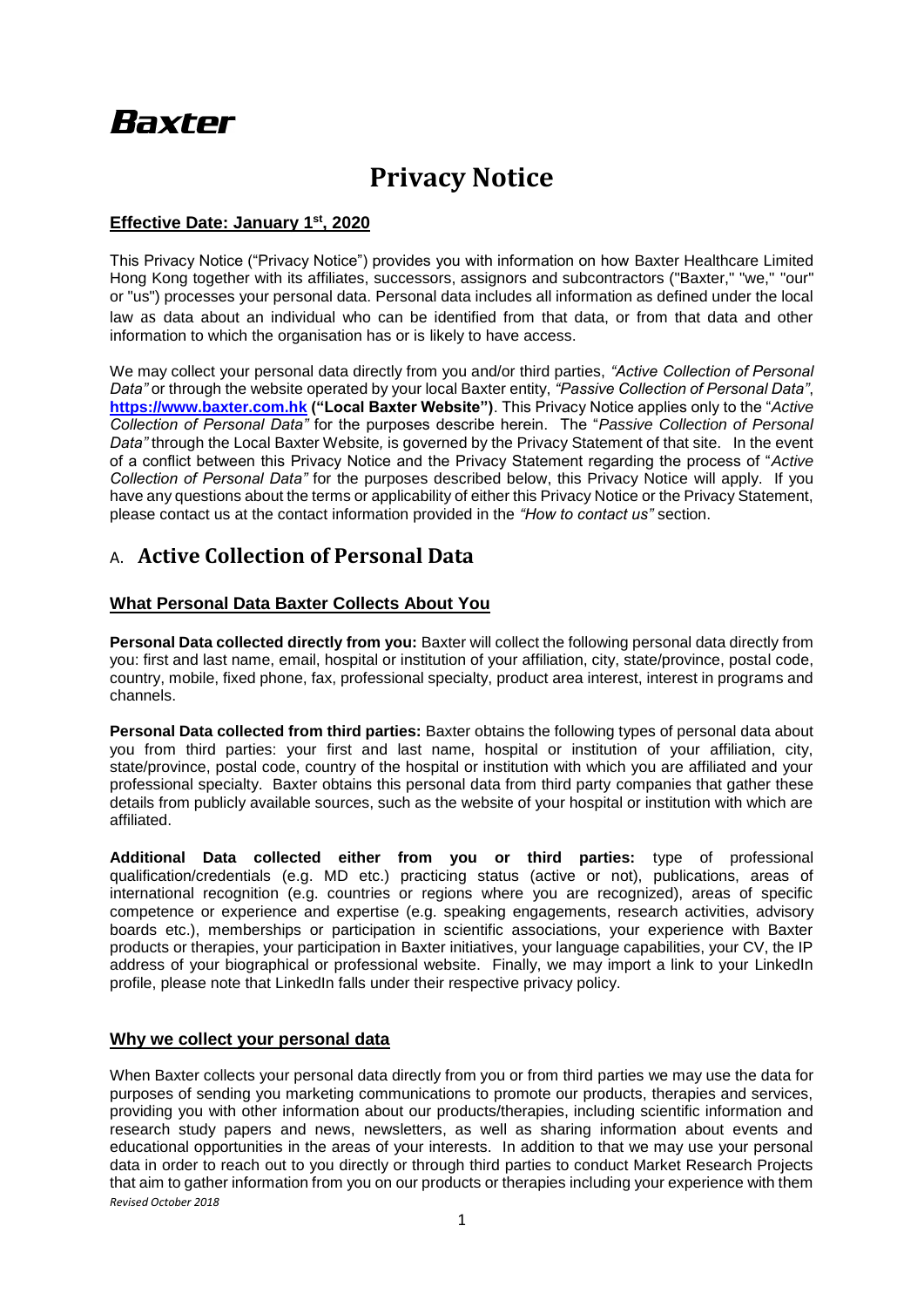# Baxter

# Privacy Notice

**Effective Date: January 1st, 2020**

This Privacy Notice ("Privacy Notice") provides you with information on how Baxter Healthcare Limited Hong Kong together with its affiliates, successors, assignors and subcontractors ("Baxter," "we," "our" or "us") processes your personal data. Personal data includes all information as defined under the local law as data about an individual who can be identified from that data, or from that data and other information to which the organisation has or is likely to have access.

We may collect your personal data directly from you and/or third parties, *"Active Collection of Personal Data"* or through the website operated by your local Baxter entity, *"Passive Collection of Personal Data"*, **https://www.baxter.com.hk ("Local Baxter Website")**. This Privacy Notice applies only to the "*Active Collection of Personal Data*" for the purposes describe herein. The "*Passive Collection of Personal Data"* through the Local Baxter Website, is governed by the Privacy Statement of that site. In the event of a conflict between this Privacy Notice and the Privacy Statement regarding the process of "*Active Collection of Personal Data"* for the purposes described below, this Privacy Notice will apply. If you have any questions about the terms or applicability of either this Privacy Notice or the Privacy Statement, please contact us at the contact information provided in the *"How to contact us"* section.

## A. Active Collection of Personal Data

### What Personal Data Baxter Collects About You

**Personal Data collected directly from you:** Baxter will collect the following personal data directly from you: first and last name, email, hospital or institution of your affiliation, city, state/province, postal code, country, mobile, fixed phone, fax, professional specialty, product area interest, interest in programs and channels.

**Personal Data collected from third parties:** Baxter obtains the following types of personal data about you from third parties: your first and last name, hospital or institution of your affiliation, city, state/province, postal code, country of the hospital or institution with which you are affiliated and your professional specialty. Baxter obtains this personal data from third party companies that gather these details from publicly available sources, such as the website of your hospital or institution with which are affiliated.

**Additional Data collected either from you or third parties:** type of professional qualification/credentials (e.g. MD etc.) practicing status (active or not), publications, areas of international recognition (e.g. countries or regions where you are recognized), areas of specific competence or experience and expertise (e.g. speaking engagements, research activities, advisory boards etc.), memberships or participation in scientific associations, your experience with Baxter products or therapies, your participation in Baxter initiatives, your language capabilities, your CV, the IP address of your biographical or professional website. Finally, we may import a link to your LinkedIn profile, please note that LinkedIn falls under their respective privacy policy.

### Why we collect your personal data

When Baxter collects your personal data directly from you or from third parties we may use the data for purposes of sending you marketing communications to promote our products, therapies and services, providing you with other information about our products/therapies, including scientific information and research study papers and news, newsletters, as well as sharing information about events and educational opportunities in the areas of your interests. In addition to that we may use your personal data in order to reach out to you directly or through third parties to conduct Market Research Projects that aim to gather information from you on our products or therapies including your experience with them

*Revised October 2018*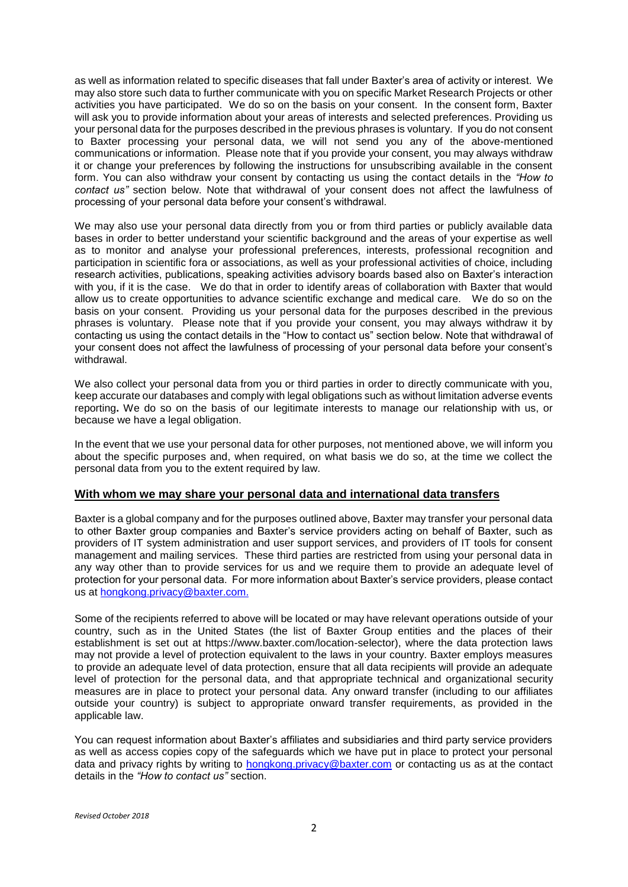as well as information related to specific diseases that fall under Baxter's area of activity or interest. We may also store such data to further communicate with you on specific Market Research Projects or other activities you have participated. We do so on the basis on your consent. In the consent form, Baxter will ask you to provide information about your areas of interests and selected preferences. Providing us your personal data for the purposes described in the previous phrases is voluntary. If you do not consent to Baxter processing your personal data, we will not send you any of the above-mentioned communications or information. Please note that if you provide your consent, you may always withdraw it or change your preferences by following the instructions for unsubscribing available in the consent form. You can also withdraw your consent by contacting us using the contact details in the *"How to contact us"* section below. Note that withdrawal of your consent does not affect the lawfulness of processing of your personal data before your consent's withdrawal.

We may also use your personal data directly from you or from third parties or publicly available data bases in order to better understand your scientific background and the areas of your expertise as well as to monitor and analyse your professional preferences, interests, professional recognition and participation in scientific fora or associations, as well as your professional activities of choice, including research activities, publications, speaking activities advisory boards based also on Baxter's interaction with you, if it is the case. We do that in order to identify areas of collaboration with Baxter that would allow us to create opportunities to advance scientific exchange and medical care. We do so on the basis on your consent. Providing us your personal data for the purposes described in the previous phrases is voluntary. Please note that if you provide your consent, you may always withdraw it by contacting us using the contact details in the "How to contact us" section below. Note that withdrawal of your consent does not affect the lawfulness of processing of your personal data before your consent's withdrawal.

We also collect your personal data from you or third parties in order to directly communicate with you, keep accurate our databases and comply with legal obligations such as without limitation adverse events reporting**.** We do so on the basis of our legitimate interests to manage our relationship with us, or because we have a legal obligation.

In the event that we use your personal data for other purposes, not mentioned above, we will inform you about the specific purposes and, when required, on what basis we do so, at the time we collect the personal data from you to the extent required by law.

## With whom we may share your personal data and international data transfers

Baxter is a global company and for the purposes outlined above, Baxter may transfer your personal data to other Baxter group companies and Baxter's service providers acting on behalf of Baxter, such as providers of IT system administration and user support services, and providers of IT tools for consent management and mailing services. These third parties are restricted from using your personal data in any way other than to provide services for us and we require them to provide an adequate level of protection for your personal data. For more information about Baxter's service providers, please contact us at hongkong.privacy@baxter.com.

Some of the recipients referred to above will be located or may have relevant operations outside of your country, such as in the United States (the list of Baxter Group entities and the places of their establishment is set out at https://www.baxter.com/location-selector), where the data protection laws may not provide a level of protection equivalent to the laws in your country. Baxter employs measures to provide an adequate level of data protection, ensure that all data recipients will provide an adequate level of protection for the personal data, and that appropriate technical and organizational security measures are in place to protect your personal data. Any onward transfer (including to our affiliates outside your country) is subject to appropriate onward transfer requirements, as provided in the applicable law.

You can request information about Baxter's affiliates and subsidiaries and third party service providers as well as access copies copy of the safeguards which we have put in place to protect your personal data and privacy rights by writing to hongkong.privacy@baxter.com or contacting us as at the contact details in the *"How to contact us"* section.

*Revised October 2018*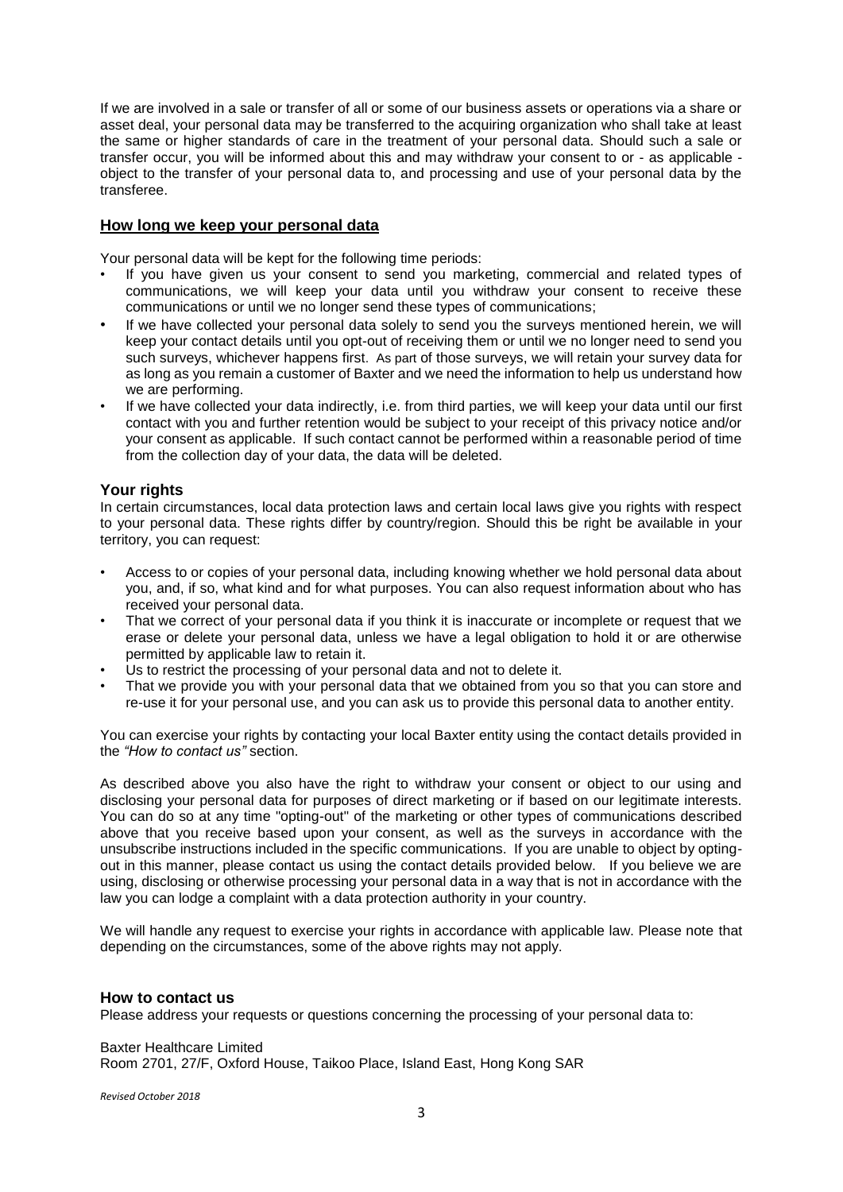If we are involved in a sale or transfer of all or some of our business assets or operations via a share or asset deal, your personal data may be transferred to the acquiring organization who shall take at least the same or higher standards of care in the treatment of your personal data. Should such a sale or transfer occur, you will be informed about this and may withdraw your consent to or - as applicable - object to the transfer of your personal data to, and processing and use of your personal data by the transferee.

## How long we keep your personal data

Your personal data will be kept for the following time periods:

- If you have given us your consent to send you marketing, commercial and related types of communications, we will keep your data until you withdraw your consent to receive these communications or until we no longer send these types of communications;
- If we have collected your personal data solely to send you the surveys mentioned herein, we will keep your contact details until you opt-out of receiving them or until we no longer need to send you such surveys, whichever happens first. As part of those surveys, we will retain your survey data for as long as you remain a customer of Baxter and we need the information to help us understand how we are performing.
- If we have collected your data indirectly, i.e. from third parties, we will keep your data until our first contact with you and further retention would be subject to your receipt of this privacy notice and/or your consent as applicable. If such contact cannot be performed within a reasonable period of time from the collection day of your data, the data will be deleted.

## Your rights

In certain circumstances, local data protection laws and certain local laws give you rights with respect to your personal data. These rights differ by country/region. Should this be right be available in your territory, you can request:

- Access to or copies of your personal data, including knowing whether we hold personal data about you, and, if so, what kind and for what purposes. You can also request information about who has received your personal data.
- That we correct of your personal data if you think it is inaccurate or incomplete or request that we erase or delete your personal data, unless we have a legal obligation to hold it or are otherwise permitted by applicable law to retain it.
- Us to restrict the processing of your personal data and not to delete it.
- That we provide you with your personal data that we obtained from you so that you can store and re-use it for your personal use, and you can ask us to provide this personal data to another entity.

You can exercise your rights by contacting your local Baxter entity using the contact details provided in the *"How to contact us"* section.

As described above you also have the right to withdraw your consent or object to our using and disclosing your personal data for purposes of direct marketing or if based on our legitimate interests. You can do so at any time "opting-out" of the marketing or other types of communications described above that you receive based upon your consent, as well as the surveys in accordance with the unsubscribe instructions included in the specific communications. If you are unable to object by opting-out in this manner, please contact us using the contact details provided below. If you believe we are using, disclosing or otherwise processing your personal data in a way that is not in accordance with the law you can lodge a complaint with a data protection authority in your country.

We will handle any request to exercise your rights in accordance with applicable law. Please note that depending on the circumstances, some of the above rights may not apply.

## How to contact us

Please address your requests or questions concerning the processing of your personal data to:

Baxter Healthcare Limited
Room 2701, 27/F, Oxford House, Taikoo Place, Island East, Hong Kong SAR

*Revised October 2018*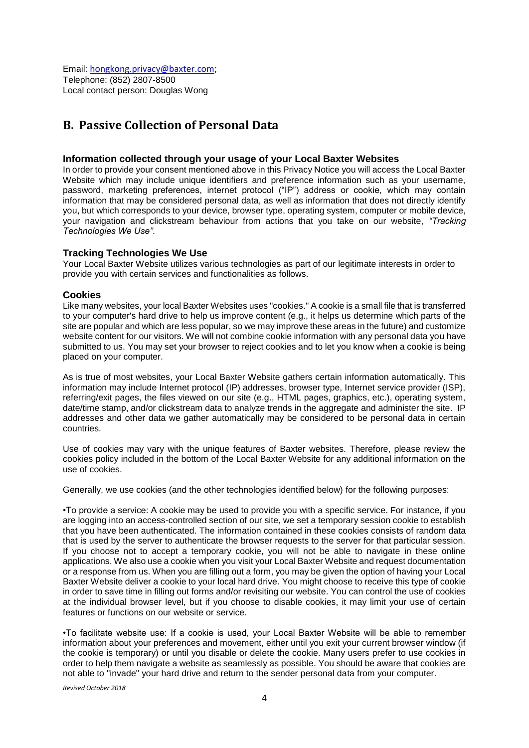Email: hongkong.privacy@baxter.com;
Telephone: (852) 2807-8500
Local contact person: Douglas Wong

## B. Passive Collection of Personal Data

### Information collected through your usage of your Local Baxter Websites

In order to provide your consent mentioned above in this Privacy Notice you will access the Local Baxter Website which may include unique identifiers and preference information such as your username, password, marketing preferences, internet protocol ("IP") address or cookie, which may contain information that may be considered personal data, as well as information that does not directly identify you, but which corresponds to your device, browser type, operating system, computer or mobile device, your navigation and clickstream behaviour from actions that you take on our website, *"Tracking Technologies We Use"*.

### Tracking Technologies We Use

Your Local Baxter Website utilizes various technologies as part of our legitimate interests in order to provide you with certain services and functionalities as follows.

### Cookies

Like many websites, your local Baxter Websites uses "cookies." A cookie is a small file that is transferred to your computer's hard drive to help us improve content (e.g., it helps us determine which parts of the site are popular and which are less popular, so we may improve these areas in the future) and customize website content for our visitors. We will not combine cookie information with any personal data you have submitted to us. You may set your browser to reject cookies and to let you know when a cookie is being placed on your computer.

As is true of most websites, your Local Baxter Website gathers certain information automatically. This information may include Internet protocol (IP) addresses, browser type, Internet service provider (ISP), referring/exit pages, the files viewed on our site (e.g., HTML pages, graphics, etc.), operating system, date/time stamp, and/or clickstream data to analyze trends in the aggregate and administer the site. IP addresses and other data we gather automatically may be considered to be personal data in certain countries.

Use of cookies may vary with the unique features of Baxter websites. Therefore, please review the cookies policy included in the bottom of the Local Baxter Website for any additional information on the use of cookies.

Generally, we use cookies (and the other technologies identified below) for the following purposes:

•To provide a service: A cookie may be used to provide you with a specific service. For instance, if you are logging into an access-controlled section of our site, we set a temporary session cookie to establish that you have been authenticated. The information contained in these cookies consists of random data that is used by the server to authenticate the browser requests to the server for that particular session. If you choose not to accept a temporary cookie, you will not be able to navigate in these online applications. We also use a cookie when you visit your Local Baxter Website and request documentation or a response from us. When you are filling out a form, you may be given the option of having your Local Baxter Website deliver a cookie to your local hard drive. You might choose to receive this type of cookie in order to save time in filling out forms and/or revisiting our website. You can control the use of cookies at the individual browser level, but if you choose to disable cookies, it may limit your use of certain features or functions on our website or service.

•To facilitate website use: If a cookie is used, your Local Baxter Website will be able to remember information about your preferences and movement, either until you exit your current browser window (if the cookie is temporary) or until you disable or delete the cookie. Many users prefer to use cookies in order to help them navigate a website as seamlessly as possible. You should be aware that cookies are not able to "invade" your hard drive and return to the sender personal data from your computer.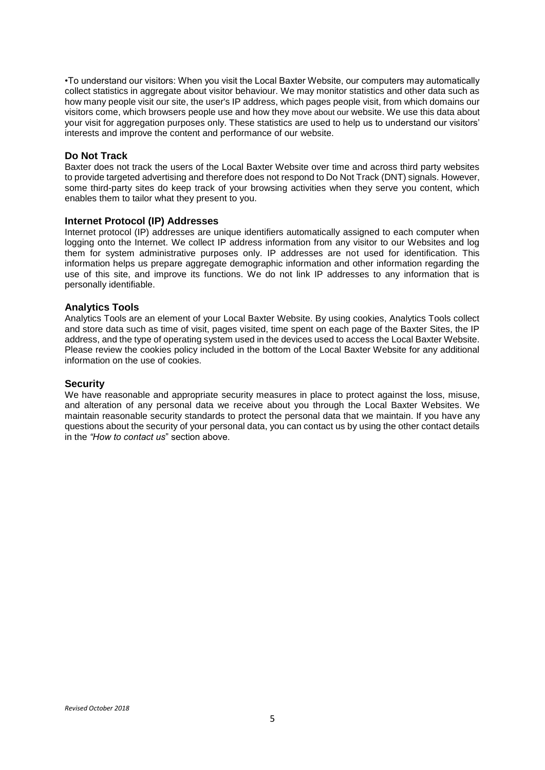•To understand our visitors: When you visit the Local Baxter Website, our computers may automatically collect statistics in aggregate about visitor behaviour. We may monitor statistics and other data such as how many people visit our site, the user's IP address, which pages people visit, from which domains our visitors come, which browsers people use and how they move about our website. We use this data about your visit for aggregation purposes only. These statistics are used to help us to understand our visitors' interests and improve the content and performance of our website.

### Do Not Track

Baxter does not track the users of the Local Baxter Website over time and across third party websites to provide targeted advertising and therefore does not respond to Do Not Track (DNT) signals. However, some third-party sites do keep track of your browsing activities when they serve you content, which enables them to tailor what they present to you.

### Internet Protocol (IP) Addresses

Internet protocol (IP) addresses are unique identifiers automatically assigned to each computer when logging onto the Internet. We collect IP address information from any visitor to our Websites and log them for system administrative purposes only. IP addresses are not used for identification. This information helps us prepare aggregate demographic information and other information regarding the use of this site, and improve its functions. We do not link IP addresses to any information that is personally identifiable.

### Analytics Tools

Analytics Tools are an element of your Local Baxter Website. By using cookies, Analytics Tools collect and store data such as time of visit, pages visited, time spent on each page of the Baxter Sites, the IP address, and the type of operating system used in the devices used to access the Local Baxter Website. Please review the cookies policy included in the bottom of the Local Baxter Website for any additional information on the use of cookies.

### Security

We have reasonable and appropriate security measures in place to protect against the loss, misuse, and alteration of any personal data we receive about you through the Local Baxter Websites. We maintain reasonable security standards to protect the personal data that we maintain. If you have any questions about the security of your personal data, you can contact us by using the other contact details in the *"How to contact us*" section above.

*Revised October 2018*